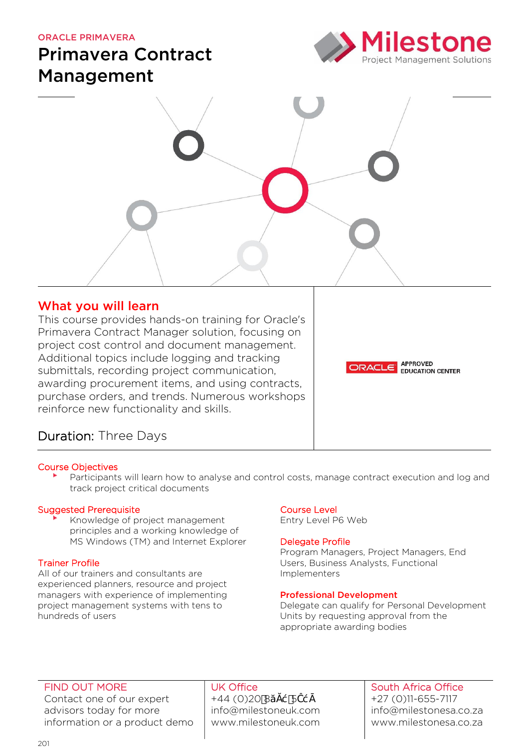ORACLE PRIMAVERA

# Primavera Contract Management

Milestone
Project Management Solutions

## What you will learn

This course provides hands-on training for Oracle's Primavera Contract Manager solution, focusing on project cost control and document management. Additional topics include logging and tracking submittals, recording project communication, awarding procurement items, and using contracts, purchase orders, and trends. Numerous workshops reinforce new functionality and skills.

Duration: Three Days

ORACLE APPROVED EDUCATION CENTER

### Course Objectives

- Participants will learn how to analyse and control costs, manage contract execution and log and track project critical documents

### Suggested Prerequisite

- Knowledge of project management principles and a working knowledge of MS Windows (TM) and Internet Explorer

### Trainer Profile

All of our trainers and consultants are experienced planners, resource and project managers with experience of implementing project management systems with tens to hundreds of users

### Course Level

Entry Level P6 Web

### Delegate Profile

Program Managers, Project Managers, End Users, Business Analysts, Functional Implementers

### Professional Development

Delegate can qualify for Personal Development Units by requesting approval from the appropriate awarding bodies

FIND OUT MORE
Contact one of our expert advisors today for more information or a product demo

UK Office
+44 (0)20 3ăĂć 5ĈćĀ
info@milestoneuk.com
www.milestoneuk.com

South Africa Office
+27 (0)11-655-7117
info@milestonesa.co.za
www.milestonesa.co.za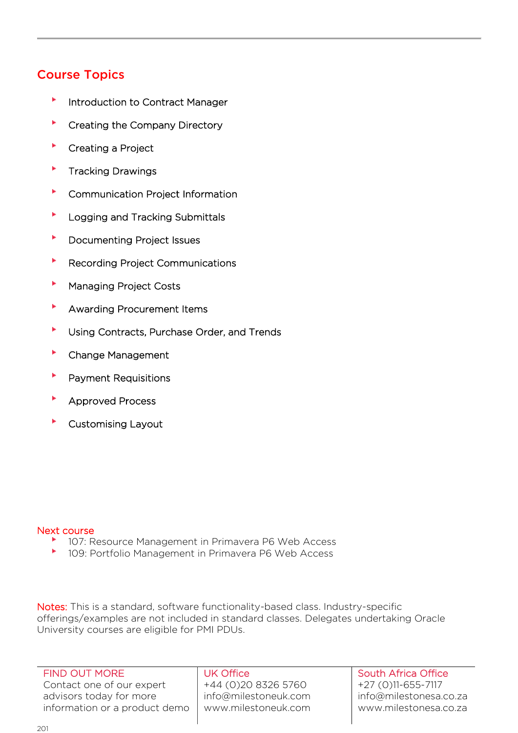## Course Topics

- Introduction to Contract Manager
- Creating the Company Directory
- Creating a Project
- Tracking Drawings
- Communication Project Information
- Logging and Tracking Submittals
- Documenting Project Issues
- Recording Project Communications
- Managing Project Costs
- Awarding Procurement Items
- Using Contracts, Purchase Order, and Trends
- Change Management
- Payment Requisitions
- Approved Process
- Customising Layout

### Next course

- 107: Resource Management in Primavera P6 Web Access
- 109: Portfolio Management in Primavera P6 Web Access

**Notes:** This is a standard, software functionality-based class. Industry-specific offerings/examples are not included in standard classes. Delegates undertaking Oracle University courses are eligible for PMI PDUs.

| FIND OUT MORE | UK Office | South Africa Office |
|---|---|---|
| Contact one of our expert advisors today for more information or a product demo | +44 (0)20 8326 5760<br>info@milestoneuk.com<br>www.milestoneuk.com | +27 (0)11-655-7117<br>info@milestonesa.co.za<br>www.milestonesa.co.za |